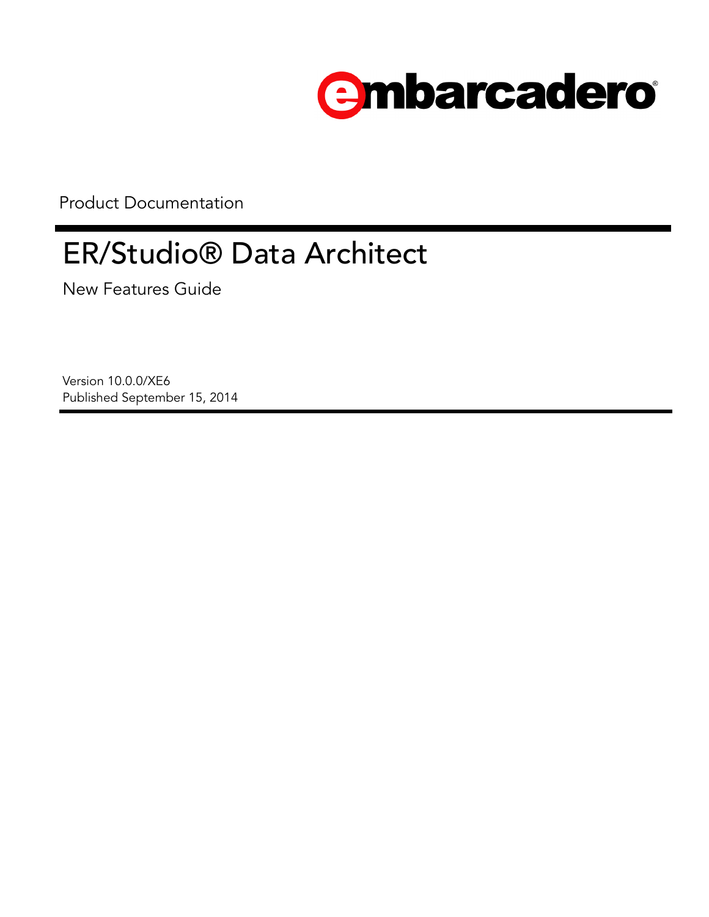embarcadero®

Product Documentation

# ER/Studio® Data Architect

New Features Guide

Version 10.0.0/XE6
Published September 15, 2014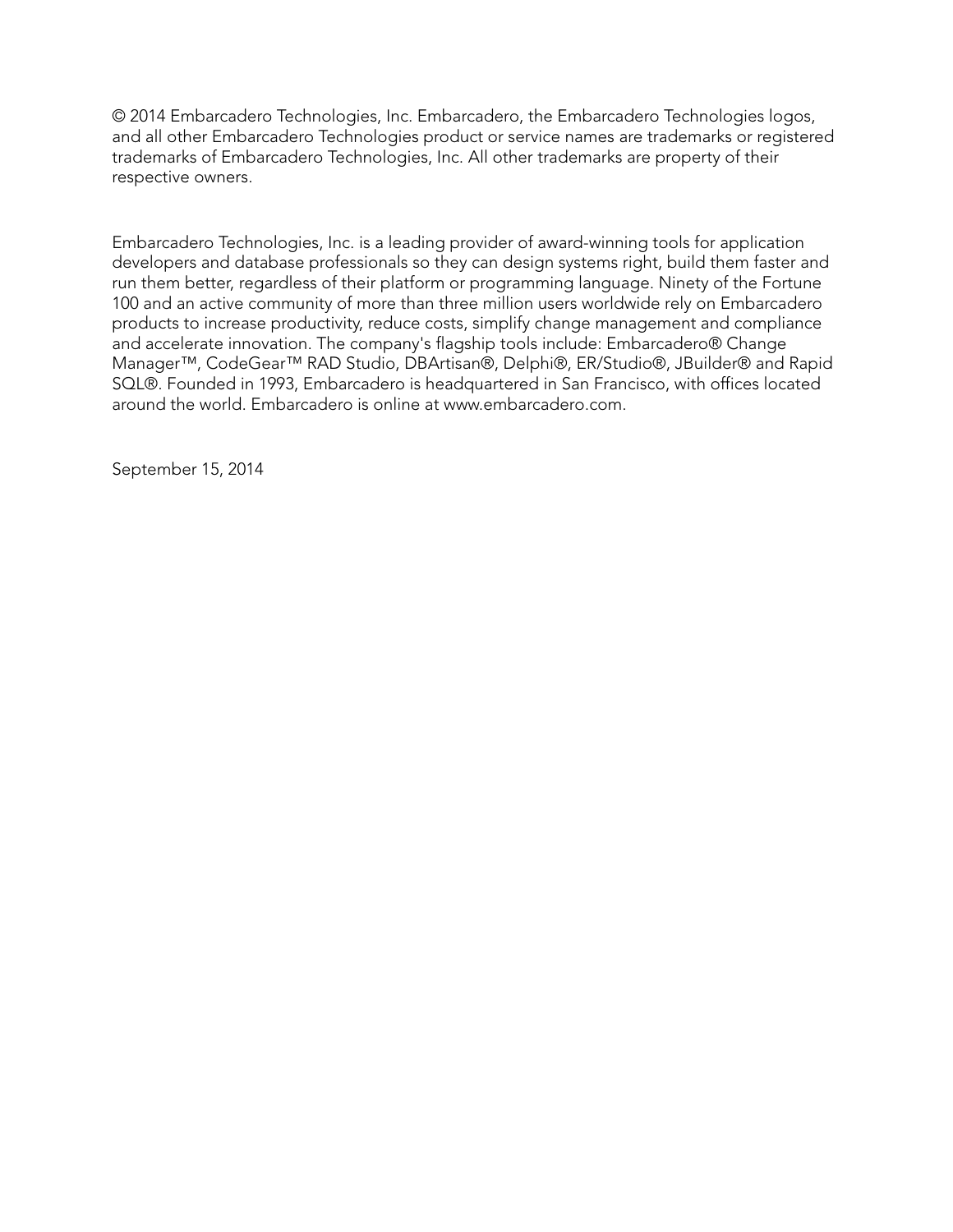© 2014 Embarcadero Technologies, Inc. Embarcadero, the Embarcadero Technologies logos, and all other Embarcadero Technologies product or service names are trademarks or registered trademarks of Embarcadero Technologies, Inc. All other trademarks are property of their respective owners.

Embarcadero Technologies, Inc. is a leading provider of award-winning tools for application developers and database professionals so they can design systems right, build them faster and run them better, regardless of their platform or programming language. Ninety of the Fortune 100 and an active community of more than three million users worldwide rely on Embarcadero products to increase productivity, reduce costs, simplify change management and compliance and accelerate innovation. The company's flagship tools include: Embarcadero® Change Manager™, CodeGear™ RAD Studio, DBArtisan®, Delphi®, ER/Studio®, JBuilder® and Rapid SQL®. Founded in 1993, Embarcadero is headquartered in San Francisco, with offices located around the world. Embarcadero is online at www.embarcadero.com.

September 15, 2014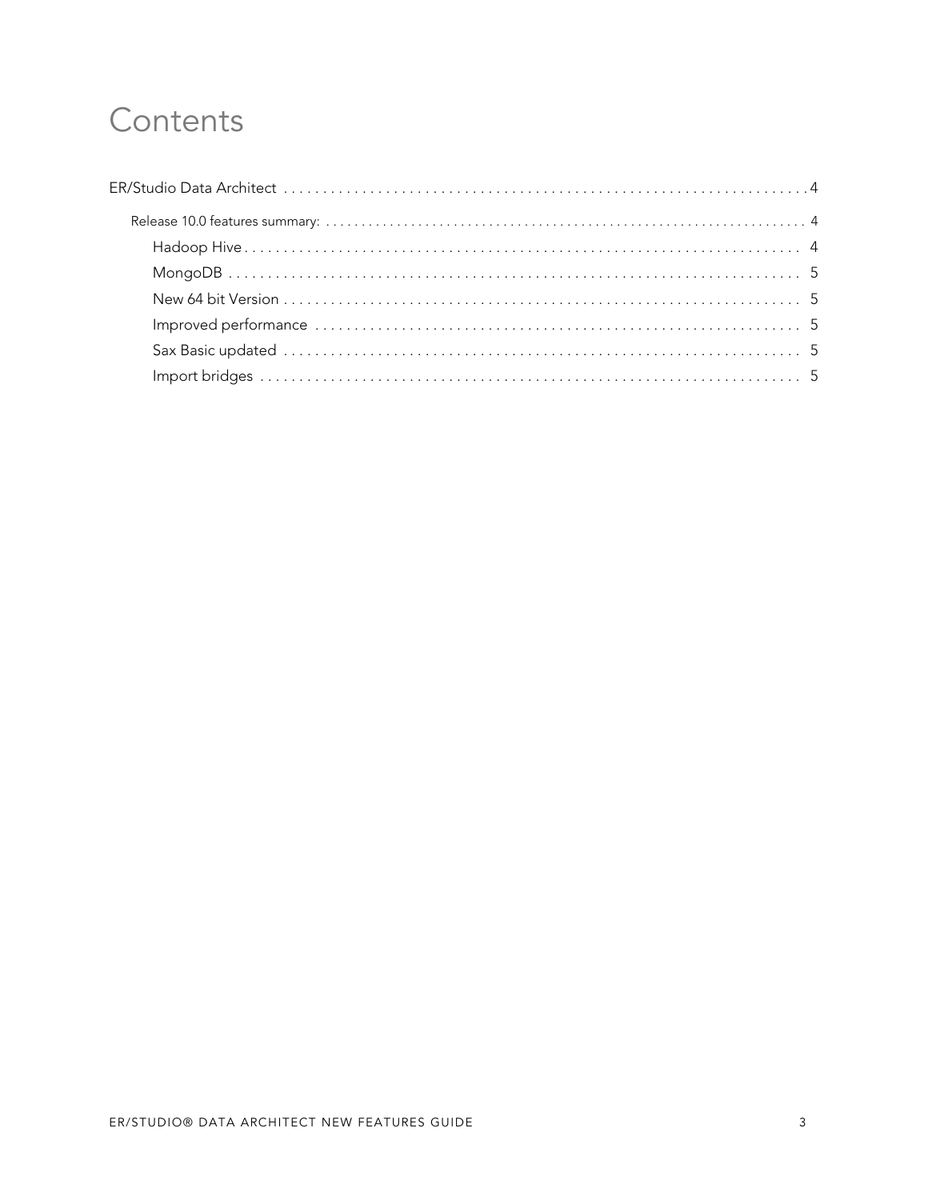# Contents

ER/Studio Data Architect . . . . . . . . . . . . . . . . . . . . . . . . . . . . . . . . . . . . . . . . . . . . . . . . . . . . . . . . . . . . . . . . . 4

- Release 10.0 features summary: . . . . . . . . . . . . . . . . . . . . . . . . . . . . . . . . . . . . . . . . . . . . . . . . . . . . . . . . . . . . . . 4
  - Hadoop Hive . . . . . . . . . . . . . . . . . . . . . . . . . . . . . . . . . . . . . . . . . . . . . . . . . . . . . . . . . . . . . . . . . . 4
  - MongoDB . . . . . . . . . . . . . . . . . . . . . . . . . . . . . . . . . . . . . . . . . . . . . . . . . . . . . . . . . . . . . . . . . . . 5
  - New 64 bit Version . . . . . . . . . . . . . . . . . . . . . . . . . . . . . . . . . . . . . . . . . . . . . . . . . . . . . . . . . . . . 5
  - Improved performance . . . . . . . . . . . . . . . . . . . . . . . . . . . . . . . . . . . . . . . . . . . . . . . . . . . . . . . . . 5
  - Sax Basic updated . . . . . . . . . . . . . . . . . . . . . . . . . . . . . . . . . . . . . . . . . . . . . . . . . . . . . . . . . . . . 5
  - Import bridges . . . . . . . . . . . . . . . . . . . . . . . . . . . . . . . . . . . . . . . . . . . . . . . . . . . . . . . . . . . . . . 5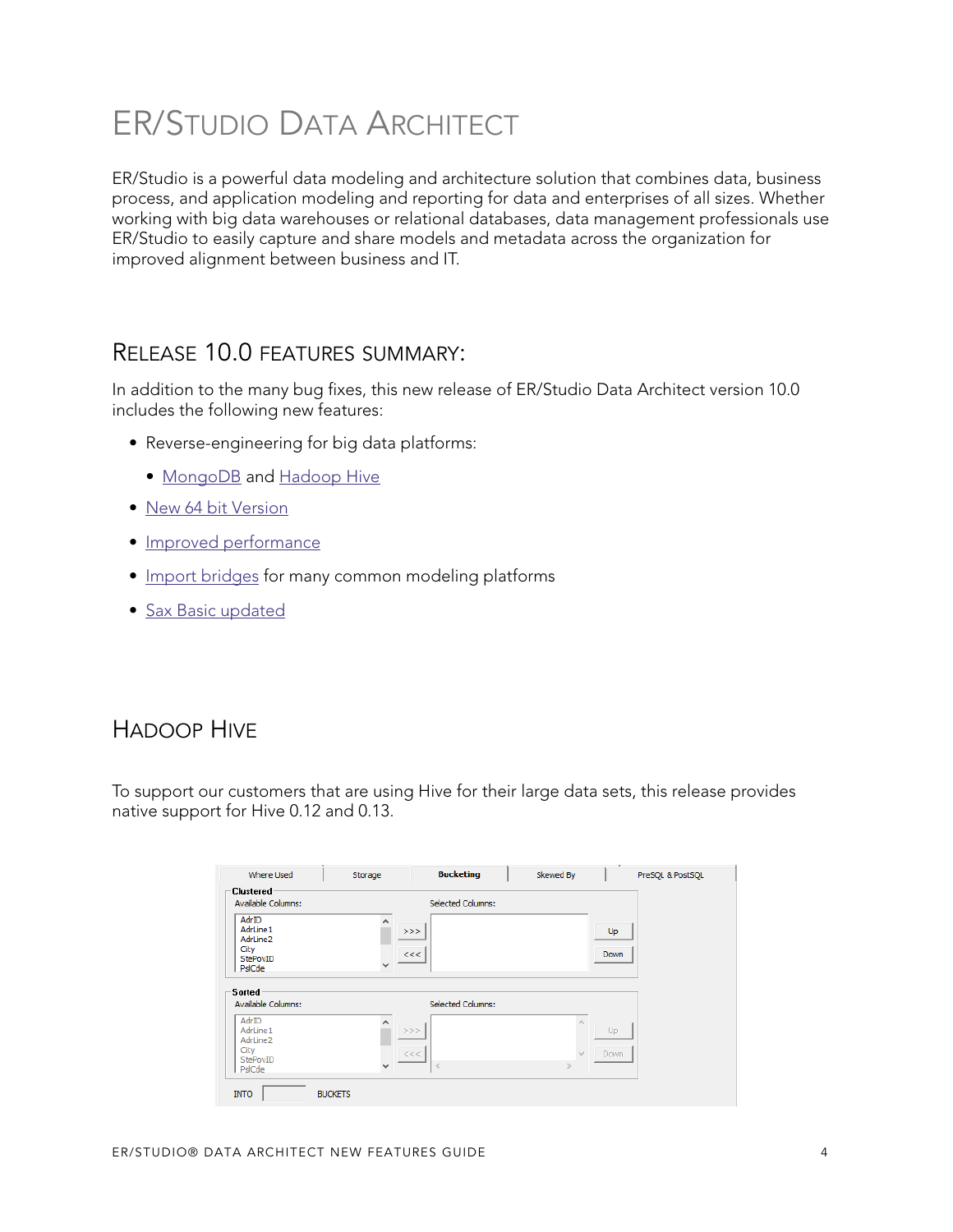# ER/STUDIO DATA ARCHITECT

ER/Studio is a powerful data modeling and architecture solution that combines data, business process, and application modeling and reporting for data and enterprises of all sizes. Whether working with big data warehouses or relational databases, data management professionals use ER/Studio to easily capture and share models and metadata across the organization for improved alignment between business and IT.

## RELEASE 10.0 FEATURES SUMMARY:

In addition to the many bug fixes, this new release of ER/Studio Data Architect version 10.0 includes the following new features:

- Reverse-engineering for big data platforms:
  - MongoDB and Hadoop Hive
- New 64 bit Version
- Improved performance
- Import bridges for many common modeling platforms
- Sax Basic updated

## HADOOP HIVE

To support our customers that are using Hive for their large data sets, this release provides native support for Hive 0.12 and 0.13.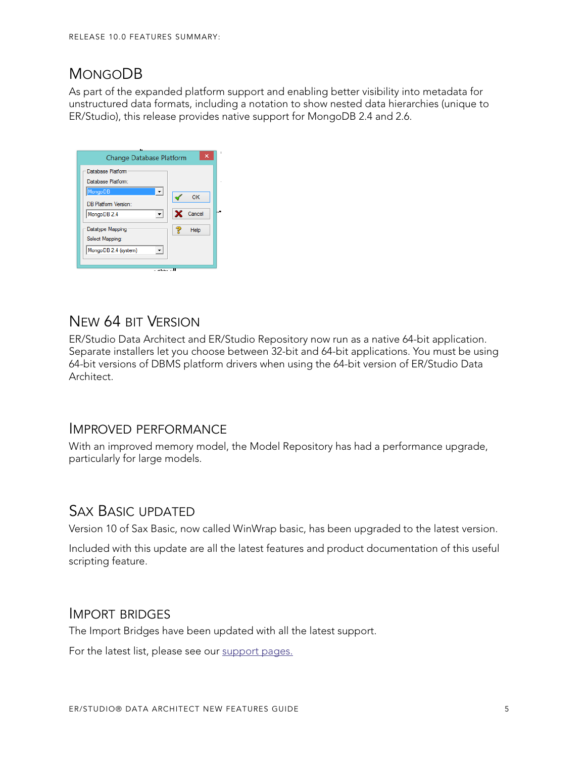## MongoDB

As part of the expanded platform support and enabling better visibility into metadata for unstructured data formats, including a notation to show nested data hierarchies (unique to ER/Studio), this release provides native support for MongoDB 2.4 and 2.6.

## New 64 bit Version

ER/Studio Data Architect and ER/Studio Repository now run as a native 64-bit application. Separate installers let you choose between 32-bit and 64-bit applications. You must be using 64-bit versions of DBMS platform drivers when using the 64-bit version of ER/Studio Data Architect.

## Improved Performance

With an improved memory model, the Model Repository has had a performance upgrade, particularly for large models.

## Sax Basic updated

Version 10 of Sax Basic, now called WinWrap basic, has been upgraded to the latest version.

Included with this update are all the latest features and product documentation of this useful scripting feature.

## Import Bridges

The Import Bridges have been updated with all the latest support.

For the latest list, please see our [support pages.]()